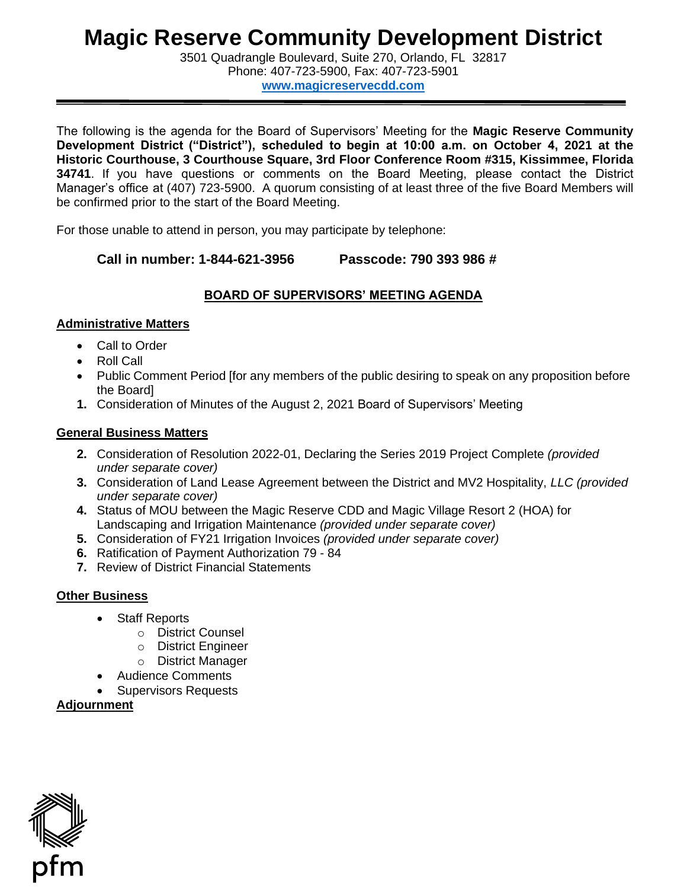# Magic Reserve Community Development District

3501 Quadrangle Boulevard, Suite 270, Orlando, FL 32817
Phone: 407-723-5900, Fax: 407-723-5901
**www.magicreservecdd.com**

---

The following is the agenda for the Board of Supervisors' Meeting for the **Magic Reserve Community Development District ("District"), scheduled to begin at 10:00 a.m. on October 4, 2021 at the Historic Courthouse, 3 Courthouse Square, 3rd Floor Conference Room #315, Kissimmee, Florida 34741**. If you have questions or comments on the Board Meeting, please contact the District Manager's office at (407) 723-5900. A quorum consisting of at least three of the five Board Members will be confirmed prior to the start of the Board Meeting.

For those unable to attend in person, you may participate by telephone:

**Call in number: 1-844-621-3956 Passcode: 790 393 986 #**

## BOARD OF SUPERVISORS' MEETING AGENDA

### Administrative Matters

- Call to Order
- Roll Call
- Public Comment Period [for any members of the public desiring to speak on any proposition before the Board]

1. Consideration of Minutes of the August 2, 2021 Board of Supervisors' Meeting

### General Business Matters

2. Consideration of Resolution 2022-01, Declaring the Series 2019 Project Complete *(provided under separate cover)*
3. Consideration of Land Lease Agreement between the District and MV2 Hospitality, *LLC (provided under separate cover)*
4. Status of MOU between the Magic Reserve CDD and Magic Village Resort 2 (HOA) for Landscaping and Irrigation Maintenance *(provided under separate cover)*
5. Consideration of FY21 Irrigation Invoices *(provided under separate cover)*
6. Ratification of Payment Authorization 79 - 84
7. Review of District Financial Statements

### Other Business

- Staff Reports
  - District Counsel
  - District Engineer
  - District Manager
- Audience Comments
- Supervisors Requests

### Adjournment

pfm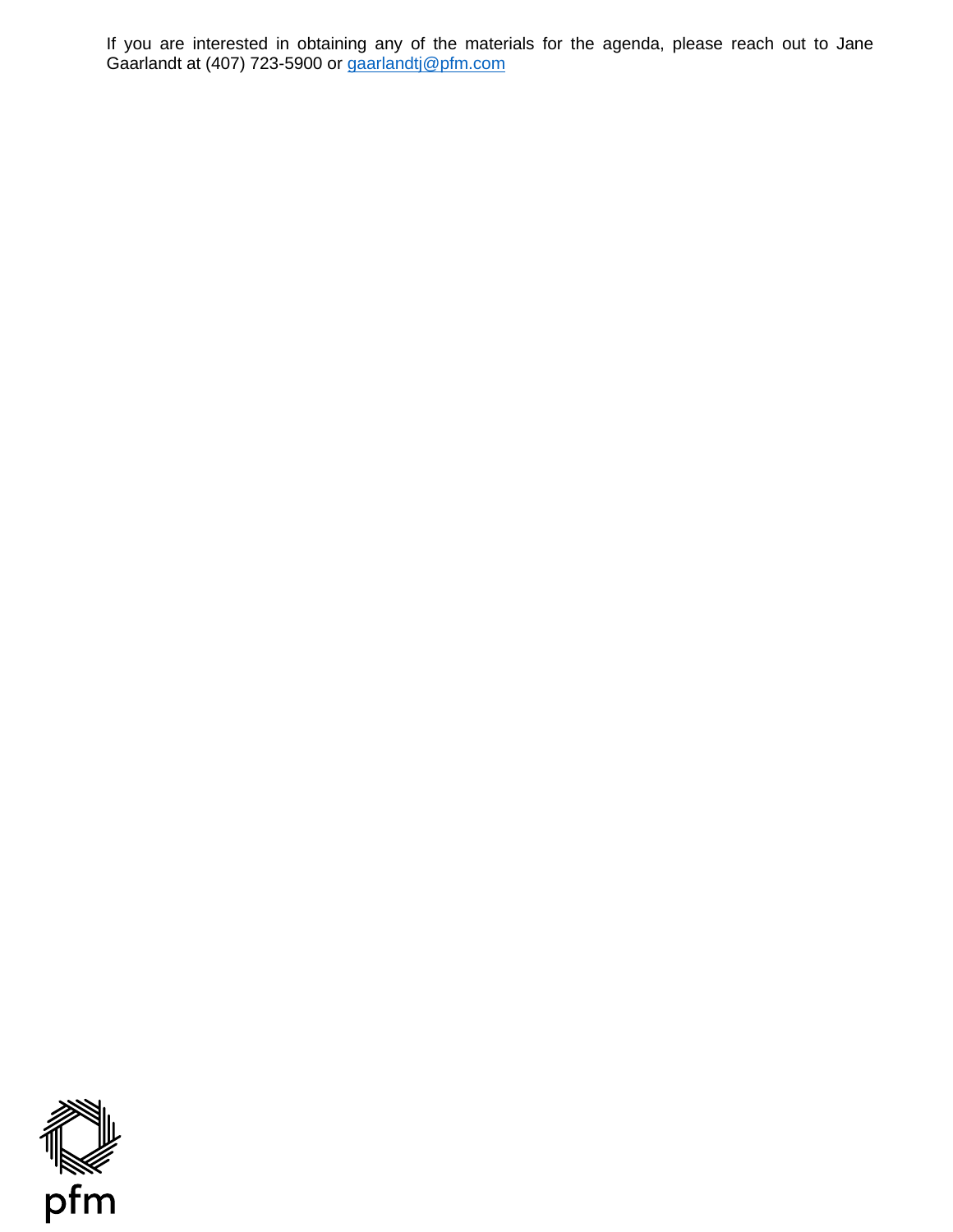If you are interested in obtaining any of the materials for the agenda, please reach out to Jane Gaarlandt at (407) 723-5900 or gaarlandtj@pfm.com

pfm